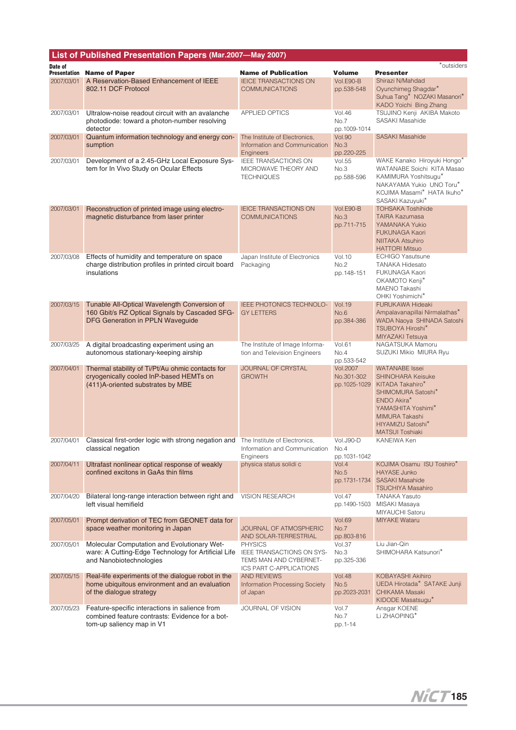## List of Published Presentation Papers (Mar.2007—May 2007)

*outsiders

| Date of Presentation | Name of Paper | Name of Publication | Volume | Presenter |
|---|---|---|---|---|
| 2007/03/01 | A Reservation-Based Enhancement of IEEE 802.11 DCF Protocol | IEICE TRANSACTIONS ON COMMUNICATIONS | Vol.E90-B pp.538-548 | Shirazi N/Mahdad Oyunchimeg Shagdar* Suhua Tang* NOZAKI Masanori* KADO Yoichi Bing Zhang |
| 2007/03/01 | Ultralow-noise readout circuit with an avalanche photodiode: toward a photon-number resolving detector | APPLIED OPTICS | Vol.46 No.7 pp.1009-1014 | TSUJINO Kenji AKIBA Makoto SASAKI Masahide |
| 2007/03/01 | Quantum information technology and energy consumption | The Institute of Electronics, Information and Communication Engineers | Vol.90 No.3 pp.220-225 | SASAKI Masahide |
| 2007/03/01 | Development of a 2.45-GHz Local Exposure System for In Vivo Study on Ocular Effects | IEEE TRANSACTIONS ON MICROWAVE THEORY AND TECHNIQUES | Vol.55 No.3 pp.588-596 | WAKE Kanako Hiroyuki Hongo* WATANABE Soichi KITA Masao KAMIMURA Yoshitsugu* NAKAYAMA Yukio UNO Toru* KOJIMA Masami* HATA Ikuho* SASAKI Kazuyuki* |
| 2007/03/01 | Reconstruction of printed image using electromagnetic disturbance from laser printer | IEICE TRANSACTIONS ON COMMUNICATIONS | Vol.E90-B No.3 pp.711-715 | TOHSAKA Toshihide TAIRA Kazumasa YAMANAKA Yukio FUKUNAGA Kaori NIITAKA Atsuhiro HATTORI Mitsuo |
| 2007/03/08 | Effects of humidity and temperature on space charge distribution profiles in printed circuit board insulations | Japan Institute of Electronics Packaging | Vol.10 No.2 pp.148-151 | ECHIGO Yasutsune TANAKA Hidesato FUKUNAGA Kaori OKAMOTO Kenji* MAENO Takashi OHKI Yoshimichi* |
| 2007/03/15 | Tunable All-Optical Wavelength Conversion of 160 Gbit/s RZ Optical Signals by Cascaded SFG-DFG Generation in PPLN Waveguide | IEEE PHOTONICS TECHNOLOGY LETTERS | Vol.19 No.6 pp.384-386 | FURUKAWA Hideaki Ampalavanapillai Nirmalathas* WADA Naoya SHINADA Satoshi TSUBOYA Hiroshi* MIYAZAKI Tetsuya |
| 2007/03/25 | A digital broadcasting experiment using an autonomous stationary-keeping airship | The Institute of Image Information and Television Engineers | Vol.61 No.4 pp.533-542 | NAGATSUKA Mamoru SUZUKI Mikio MIURA Ryu |
| 2007/04/01 | Thermal stability of Ti/Pt/Au ohmic contacts for cryogenically cooled InP-based HEMTs on (411)A-oriented substrates by MBE | JOURNAL OF CRYSTAL GROWTH | Vol.2007 No.301-302 pp.1025-1029 | WATANABE Issei SHINOHARA Keisuke KITADA Takahiro* SHIMOMURA Satoshi* ENDO Akira* YAMASHITA Yoshimi* MIMURA Takashi HIYAMIZU Satoshi* MATSUI Toshiaki |
| 2007/04/01 | Classical first-order logic with strong negation and classical negation | The Institute of Electronics, Information and Communication Engineers | Vol.J90-D No.4 pp.1031-1042 | KANEIWA Ken |
| 2007/04/11 | Ultrafast nonlinear optical response of weakly confined excitons in GaAs thin films | physica status solidi c | Vol.4 No.5 pp.1731-1734 | KOJIMA Osamu ISU Toshiro* HAYASE Junko SASAKI Masahide TSUCHIYA Masahiro |
| 2007/04/20 | Bilateral long-range interaction between right and left visual hemifield | VISION RESEARCH | Vol.47 pp.1490-1503 | TANAKA Yasuto MISAKI Masaya MIYAUCHI Satoru |
| 2007/05/01 | Prompt derivation of TEC from GEONET data for space weather monitoring in Japan | JOURNAL OF ATMOSPHERIC AND SOLAR-TERRESTRIAL PHYSICS | Vol.69 No.7 pp.803-816 | MIYAKE Wataru |
| 2007/05/01 | Molecular Computation and Evolutionary Wetware: A Cutting-Edge Technology for Artificial Life and Nanobiotechnologies | IEEE TRANSACTIONS ON SYSTEMS MAN AND CYBERNETICS PART C-APPLICATIONS AND REVIEWS | Vol.37 No.3 pp.325-336 | Liu Jian-Qin SHIMOHARA Katsunori* |
| 2007/05/15 | Real-life experiments of the dialogue robot in the home ubiquitous environment and an evaluation of the dialogue strategy | Information Processing Society of Japan | Vol.48 No.5 pp.2023-2031 | KOBAYASHI Akihiro UEDA Hirotada* SATAKE Junji CHIKAMA Masaki KIDODE Masatsugu* |
| 2007/05/23 | Feature-specific interactions in salience from combined feature contrasts: Evidence for a bottom-up saliency map in V1 | JOURNAL OF VISION | Vol.7 No.7 pp.1-14 | Ansgar KOENE Li ZHAOPING* |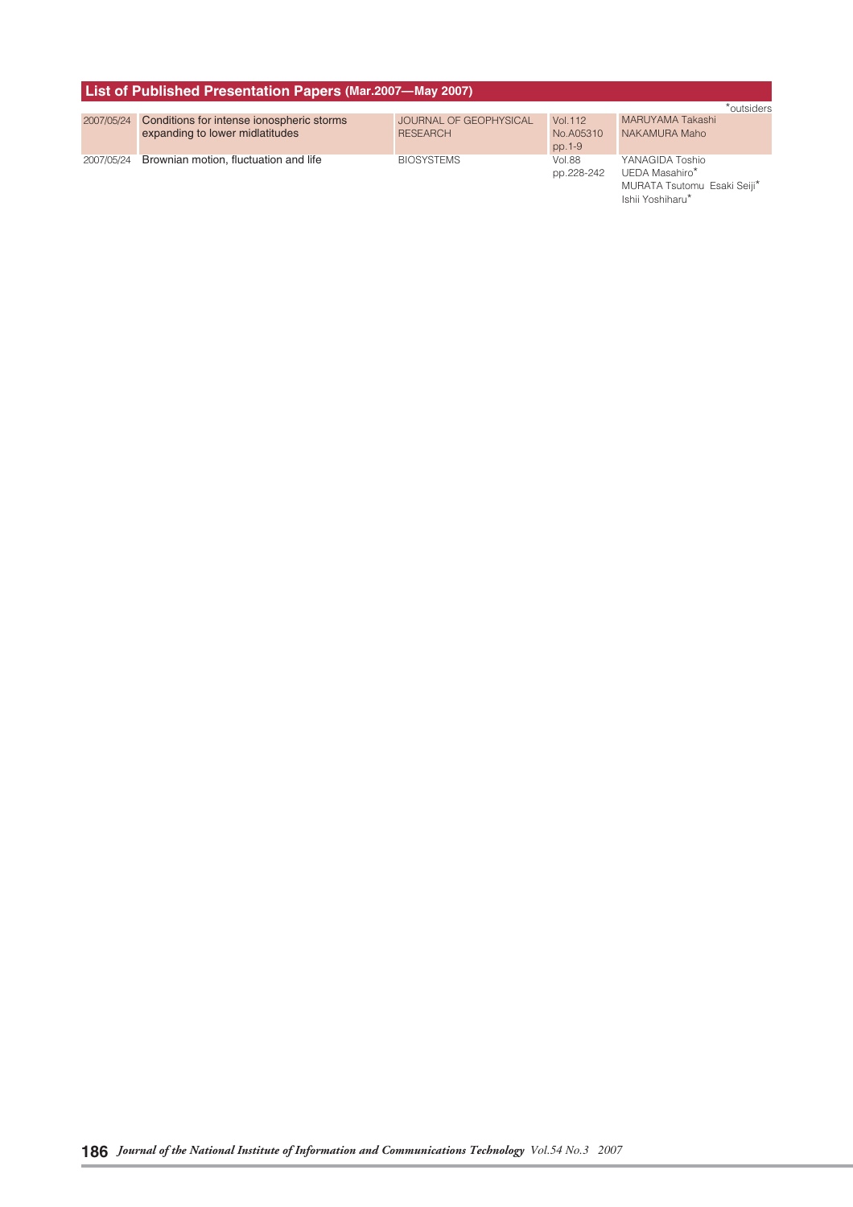## List of Published Presentation Papers (Mar.2007—May 2007)

*outsiders

| | | | | |
|---|---|---|---|---|
| 2007/05/24 | Conditions for intense ionospheric storms expanding to lower midlatitudes | JOURNAL OF GEOPHYSICAL RESEARCH | Vol.112 No.A05310 pp.1-9 | MARUYAMA Takashi NAKAMURA Maho |
| 2007/05/24 | Brownian motion, fluctuation and life | BIOSYSTEMS | Vol.88 pp.228-242 | YANAGIDA Toshio UEDA Masahiro* MURATA Tsutomu Esaki Seiji* Ishii Yoshiharu* |